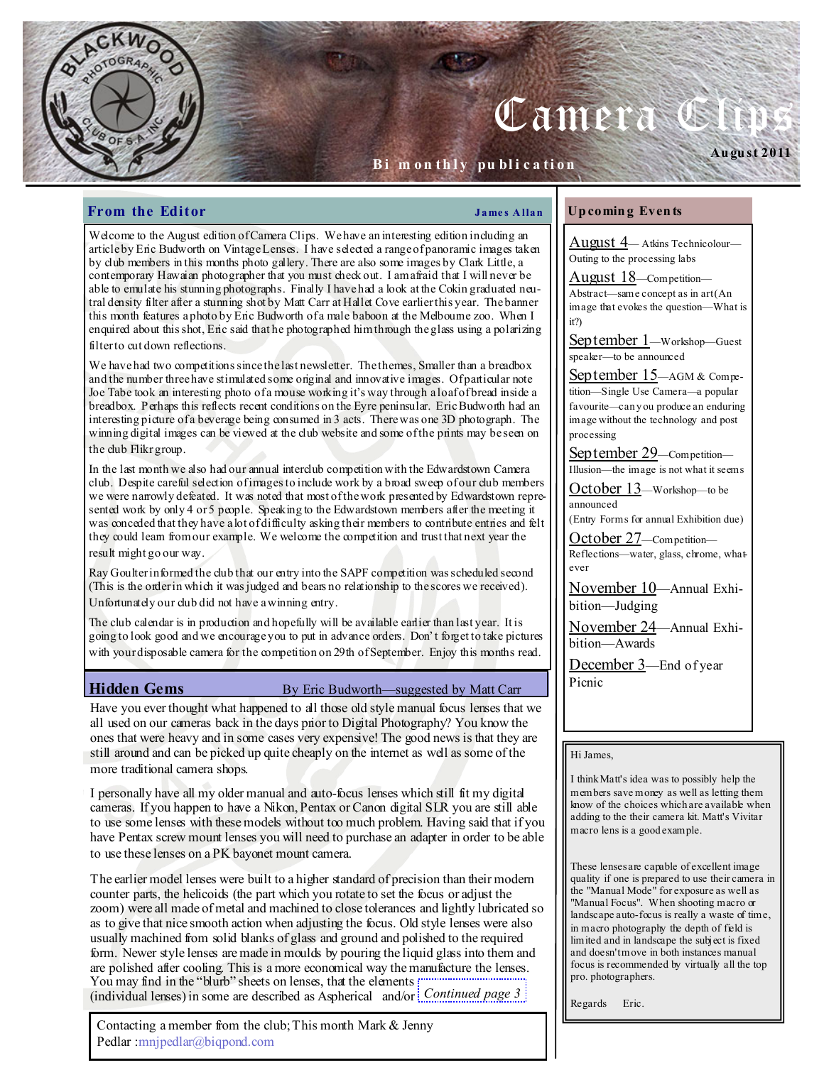# Camera Clips

Bi monthly publication

August 2011

BLACKWOOD PHOTOGRAPHIC CLUB OF S.A. INC

## From the Editor

**James Allan**

Welcome to the August edition of Camera Clips. We have an interesting edition including an article by Eric Budworth on Vintage Lenses. I have selected a range of panoramic images taken by club members in this months photo gallery. There are also some images by Clark Little, a contemporary Hawaian photographer that you must check out. I am afraid that I will never be able to emulate his stunning photographs. Finally I have had a look at the Cokin graduated neutral density filter after a stunning shot by Matt Carr at Hallet Cove earlier this year. The banner this month features a photo by Eric Budworth of a male baboon at the Melbourne zoo. When I enquired about this shot, Eric said that he photographed him through the glass using a polarizing filter to cut down reflections.

We have had two competitions since the last newsletter. The themes, Smaller than a breadbox and the number three have stimulated some original and innovative images. Of particular note Joe Tabe took an interesting photo of a mouse working it's way through a loaf of bread inside a breadbox. Perhaps this reflects recent conditions on the Eyre peninsular. Eric Budworth had an interesting picture of a beverage being consumed in 3 acts. There was one 3D photograph. The winning digital images can be viewed at the club website and some of the prints may be seen on the club Flikr group.

In the last month we also had our annual interclub competition with the Edwardstown Camera club. Despite careful selection of images to include work by a broad sweep of our club members we were narrowly defeated. It was noted that most of the work presented by Edwardstown represented work by only 4 or 5 people. Speaking to the Edwardstown members after the meeting it was conceded that they have a lot of difficulty asking their members to contribute entries and felt they could learn from our example. We welcome the competition and trust that next year the result might go our way.

Ray Goulter informed the club that our entry into the SAPF competition was scheduled second (This is the order in which it was judged and bears no relationship to the scores we received). Unfortunately our club did not have a winning entry.

The club calendar is in production and hopefully will be available earlier than last year. It is going to look good and we encourage you to put in advance orders. Don't forget to take pictures with your disposable camera for the competition on 29th of September. Enjoy this months read.

## Hidden Gems

By Eric Budworth—suggested by Matt Carr

Have you ever thought what happened to all those old style manual focus lenses that we all used on our cameras back in the days prior to Digital Photography? You know the ones that were heavy and in some cases very expensive! The good news is that they are still around and can be picked up quite cheaply on the internet as well as some of the more traditional camera shops.

I personally have all my older manual and auto-focus lenses which still fit my digital cameras. If you happen to have a Nikon, Pentax or Canon digital SLR you are still able to use some lenses with these models without too much problem. Having said that if you have Pentax screw mount lenses you will need to purchase an adapter in order to be able to use these lenses on a PK bayonet mount camera.

The earlier model lenses were built to a higher standard of precision than their modern counter parts, the helicoids (the part which you rotate to set the focus or adjust the zoom) were all made of metal and machined to close tolerances and lightly lubricated so as to give that nice smooth action when adjusting the focus. Old style lenses were also usually machined from solid blanks of glass and polished to the required form. Newer style lenses are made in moulds by pouring the liquid glass into them and are polished after cooling. This is a more economical way the manufacture the lenses. You may find in the "blurb" sheets on lenses, that the elements (individual lenses) in some are described as Aspherical and/or *Continued page 3*

Contacting a member from the club; This month Mark & Jenny Pedlar :mnjpedlar@biqpond.com

## Upcoming Events

**August 4**— Atkins Technicolour—Outing to the processing labs

**August 18**—Competition—Abstract—same concept as in art (An image that evokes the question—What is it?)

**September 1**—Workshop—Guest speaker—to be announced

**September 15**—AGM & Competition—Single Use Camera—a popular favourite—can you produce an enduring image without the technology and post processing

**September 29**—Competition—Illusion—the image is not what it seems

**October 13**—Workshop—to be announced (Entry Forms for annual Exhibition due)

**October 27**—Competition—Reflections—water, glass, chrome, whatever

**November 10**—Annual Exhibition—Judging

**November 24**—Annual Exhibition—Awards

**December 3**—End of year Picnic

---

Hi James,

I think Matt's idea was to possibly help the members save money as well as letting them know of the choices which are available when adding to the their camera kit. Matt's Vivitar macro lens is a good example.

These lenses are capable of excellent image quality if one is prepared to use their camera in the "Manual Mode" for exposure as well as "Manual Focus". When shooting macro or landscape auto-focus is really a waste of time, in macro photography the depth of field is limited and in landscape the subject is fixed and doesn't move in both instances manual focus is recommended by virtually all the top pro. photographers.

Regards Eric.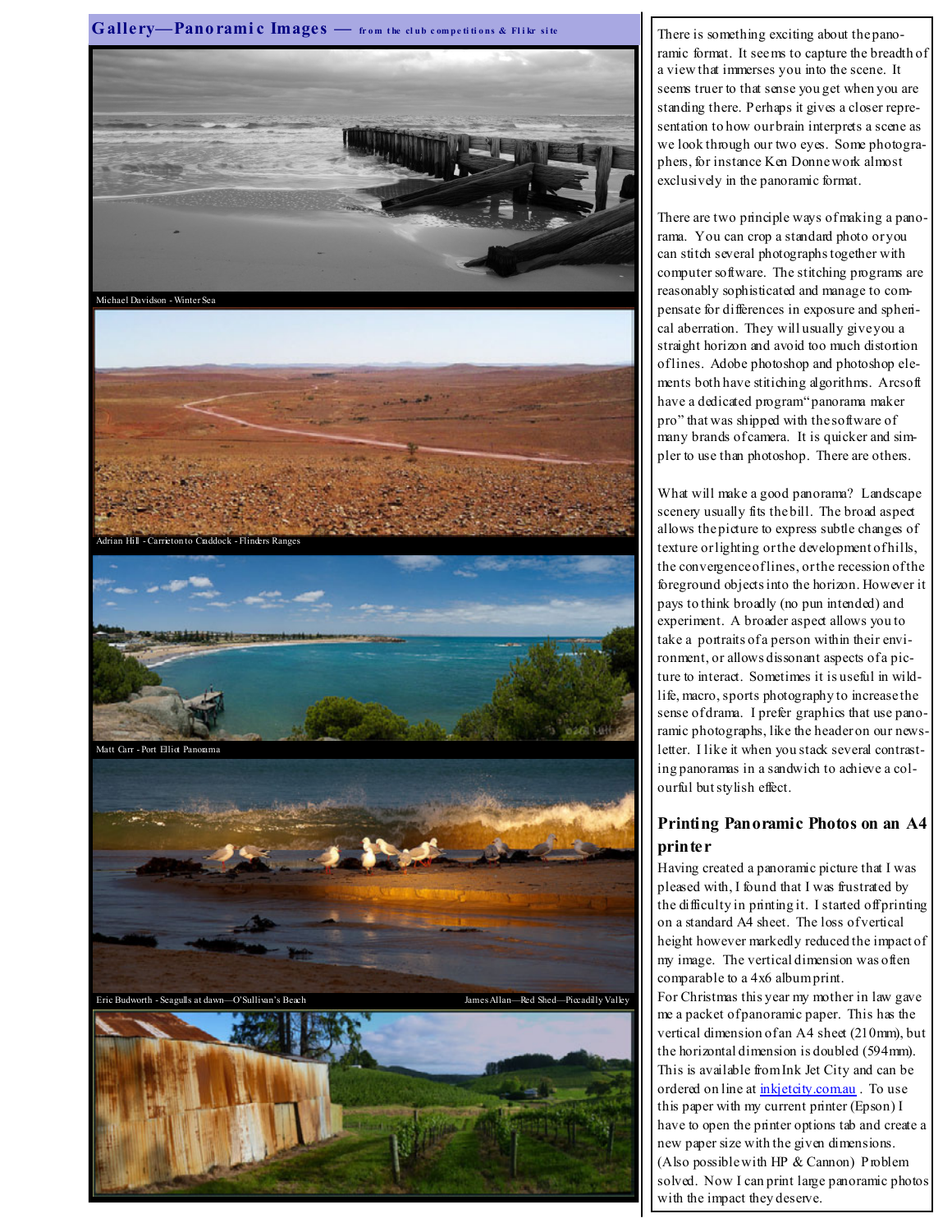## Gallery—Panoramic Images — from the club competitions & Flikr site

Michael Davidson - Winter Sea

Adrian Hill - Carrieton to Craddock - Flinders Ranges

Matt Carr - Port Elliot Panorama

Eric Budworth - Seagulls at dawn—O'Sullivan's Beach

James Allan—Red Shed—Piccadilly Valley

There is something exciting about the panoramic format. It seems to capture the breadth of a view that immerses you into the scene. It seems truer to that sense you get when you are standing there. Perhaps it gives a closer representation to how our brain interprets a scene as we look through our two eyes. Some photographers, for instance Ken Donne work almost exclusively in the panoramic format.

There are two principle ways of making a panorama. You can crop a standard photo or you can stitch several photographs together with computer software. The stitching programs are reasonably sophisticated and manage to compensate for differences in exposure and spherical aberration. They will usually give you a straight horizon and avoid too much distortion of lines. Adobe photoshop and photoshop elements both have stitching algorithms. Arcsoft have a dedicated program "panorama maker pro" that was shipped with the software of many brands of camera. It is quicker and simpler to use than photoshop. There are others.

What will make a good panorama? Landscape scenery usually fits the bill. The broad aspect allows the picture to express subtle changes of texture or lighting or the development of hills, the convergence of lines, or the recession of the foreground objects into the horizon. However it pays to think broadly (no pun intended) and experiment. A broader aspect allows you to take a portraits of a person within their environment, or allows dissonant aspects of a picture to interact. Sometimes it is useful in wildlife, macro, sports photography to increase the sense of drama. I prefer graphics that use panoramic photographs, like the header on our newsletter. I like it when you stack several contrasting panoramas in a sandwich to achieve a colourful but stylish effect.

### Printing Panoramic Photos on an A4 printer

Having created a panoramic picture that I was pleased with, I found that I was frustrated by the difficulty in printing it. I started off printing on a standard A4 sheet. The loss of vertical height however markedly reduced the impact of my image. The vertical dimension was often comparable to a 4x6 album print.

For Christmas this year my mother in law gave me a packet of panoramic paper. This has the vertical dimension of an A4 sheet (210mm), but the horizontal dimension is doubled (594mm). This is available from Ink Jet City and can be ordered on line at inkjetcity.com.au . To use this paper with my current printer (Epson) I have to open the printer options tab and create a new paper size with the given dimensions. (Also possible with HP & Cannon) Problem solved. Now I can print large panoramic photos with the impact they deserve.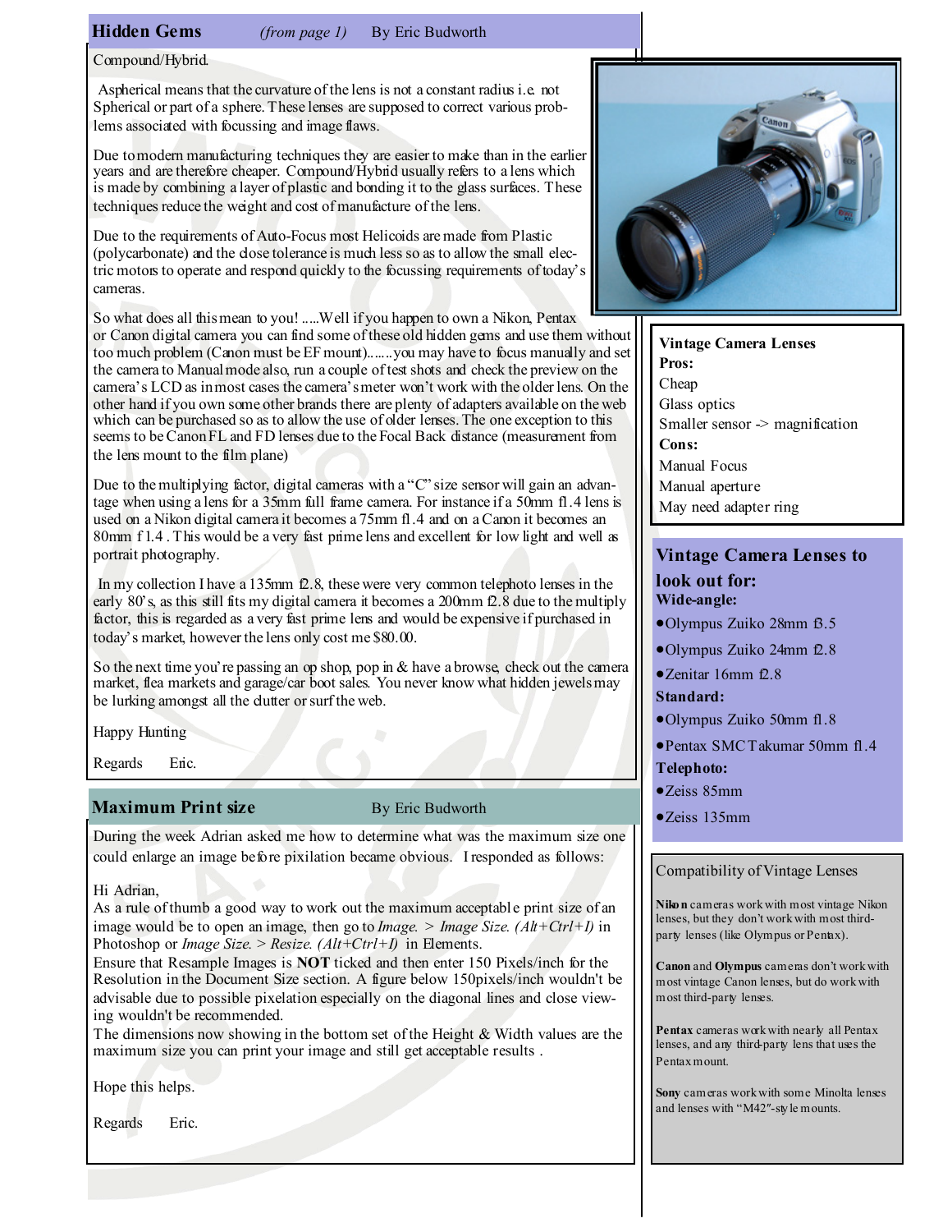## Hidden Gems *(from page 1)* By Eric Budworth

Compound/Hybrid.

Aspherical means that the curvature of the lens is not a constant radius i.e. not Spherical or part of a sphere. These lenses are supposed to correct various problems associated with focussing and image flaws.

Due to modern manufacturing techniques they are easier to make than in the earlier years and are therefore cheaper. Compound/Hybrid usually refers to a lens which is made by combining a layer of plastic and bonding it to the glass surfaces. These techniques reduce the weight and cost of manufacture of the lens.

Due to the requirements of Auto-Focus most Helicoids are made from Plastic (polycarbonate) and the close tolerance is much less so as to allow the small electric motors to operate and respond quickly to the focussing requirements of today's cameras.

So what does all this mean to you! .....Well if you happen to own a Nikon, Pentax or Canon digital camera you can find some of these old hidden gems and use them without too much problem (Canon must be EF mount).......you may have to focus manually and set the camera to Manual mode also, run a couple of test shots and check the preview on the camera's LCD as in most cases the camera's meter won't work with the older lens. On the other hand if you own some other brands there are plenty of adapters available on the web which can be purchased so as to allow the use of older lenses. The one exception to this seems to be Canon FL and FD lenses due to the Focal Back distance (measurement from the lens mount to the film plane)

Due to the multiplying factor, digital cameras with a "C" size sensor will gain an advantage when using a lens for a 35mm full frame camera. For instance if a 50mm f1.4 lens is used on a Nikon digital camera it becomes a 75mm f1.4 and on a Canon it becomes an 80mm f1.4 . This would be a very fast prime lens and excellent for low light and well as portrait photography.

In my collection I have a 135mm f2.8, these were very common telephoto lenses in the early 80's, as this still fits my digital camera it becomes a 200mm f2.8 due to the multiply factor, this is regarded as a very fast prime lens and would be expensive if purchased in today's market, however the lens only cost me $80.00.

So the next time you're passing an op shop, pop in & have a browse, check out the camera market, flea markets and garage/car boot sales. You never know what hidden jewels may be lurking amongst all the clutter or surf the web.

Happy Hunting

Regards Eric.

**Vintage Camera Lenses**

**Pros:**
- Cheap
- Glass optics
- Smaller sensor -> magnification

**Cons:**
- Manual Focus
- Manual aperture
- May need adapter ring

### Vintage Camera Lenses to look out for:

**Wide-angle:**
- Olympus Zuiko 28mm f3.5
- Olympus Zuiko 24mm f2.8
- Zenitar 16mm f2.8

**Standard:**
- Olympus Zuiko 50mm f1.8
- Pentax SMC Takumar 50mm f1.4

**Telephoto:**
- Zeiss 85mm
- Zeiss 135mm

**Compatibility of Vintage Lenses**

**Nikon** cameras work with most vintage Nikon lenses, but they don't work with most third-party lenses (like Olympus or Pentax).

**Canon** and **Olympus** cameras don't work with most vintage Canon lenses, but do work with most third-party lenses.

**Pentax** cameras work with nearly all Pentax lenses, and any third-party lens that uses the Pentax mount.

**Sony** cameras work with some Minolta lenses and lenses with "M42"-style mounts.

## Maximum Print size By Eric Budworth

During the week Adrian asked me how to determine what was the maximum size one could enlarge an image before pixilation became obvious. I responded as follows:

Hi Adrian,
As a rule of thumb a good way to work out the maximum acceptable print size of an image would be to open an image, then go to *Image. > Image Size. (Alt+Ctrl+I)* in Photoshop or *Image Size. > Resize. (Alt+Ctrl+I)* in Elements.
Ensure that Resample Images is **NOT** ticked and then enter 150 Pixels/inch for the Resolution in the Document Size section. A figure below 150pixels/inch wouldn't be advisable due to possible pixelation especially on the diagonal lines and close viewing wouldn't be recommended.
The dimensions now showing in the bottom set of the Height & Width values are the maximum size you can print your image and still get acceptable results .

Hope this helps.

Regards Eric.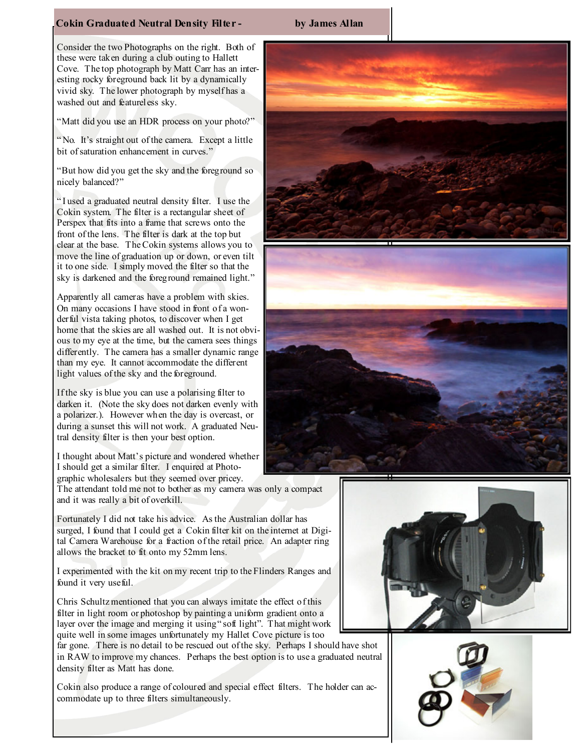## Cokin Graduated Neutral Density Filter - by James Allan

Consider the two Photographs on the right. Both of these were taken during a club outing to Hallett Cove. The top photograph by Matt Carr has an interesting rocky foreground back lit by a dynamically vivid sky. The lower photograph by myself has a washed out and featureless sky.

"Matt did you use an HDR process on your photo?"

"No. It's straight out of the camera. Except a little bit of saturation enhancement in curves."

"But how did you get the sky and the foreground so nicely balanced?"

"I used a graduated neutral density filter. I use the Cokin system. The filter is a rectangular sheet of Perspex that fits into a frame that screws onto the front of the lens. The filter is dark at the top but clear at the base. The Cokin systems allows you to move the line of graduation up or down, or even tilt it to one side. I simply moved the filter so that the sky is darkened and the foreground remained light."

Apparently all cameras have a problem with skies. On many occasions I have stood in front of a wonderful vista taking photos, to discover when I get home that the skies are all washed out. It is not obvious to my eye at the time, but the camera sees things differently. The camera has a smaller dynamic range than my eye. It cannot accommodate the different light values of the sky and the foreground.

If the sky is blue you can use a polarising filter to darken it. (Note the sky does not darken evenly with a polarizer.). However when the day is overcast, or during a sunset this will not work. A graduated Neutral density filter is then your best option.

I thought about Matt's picture and wondered whether I should get a similar filter. I enquired at Photographic wholesalers but they seemed over pricey. The attendant told me not to bother as my camera was only a compact and it was really a bit of overkill.

Fortunately I did not take his advice. As the Australian dollar has surged, I found that I could get a Cokin filter kit on the internet at Digital Camera Warehouse for a fraction of the retail price. An adapter ring allows the bracket to fit onto my 52mm lens.

I experimented with the kit on my recent trip to the Flinders Ranges and found it very useful.

Chris Schultz mentioned that you can always imitate the effect of this filter in light room or photoshop by painting a uniform gradient onto a layer over the image and merging it using "soft light". That might work quite well in some images unfortunately my Hallet Cove picture is too far gone. There is no detail to be rescued out of the sky. Perhaps I should have shot in RAW to improve my chances. Perhaps the best option is to use a graduated neutral density filter as Matt has done.

Cokin also produce a range of coloured and special effect filters. The holder can accommodate up to three filters simultaneously.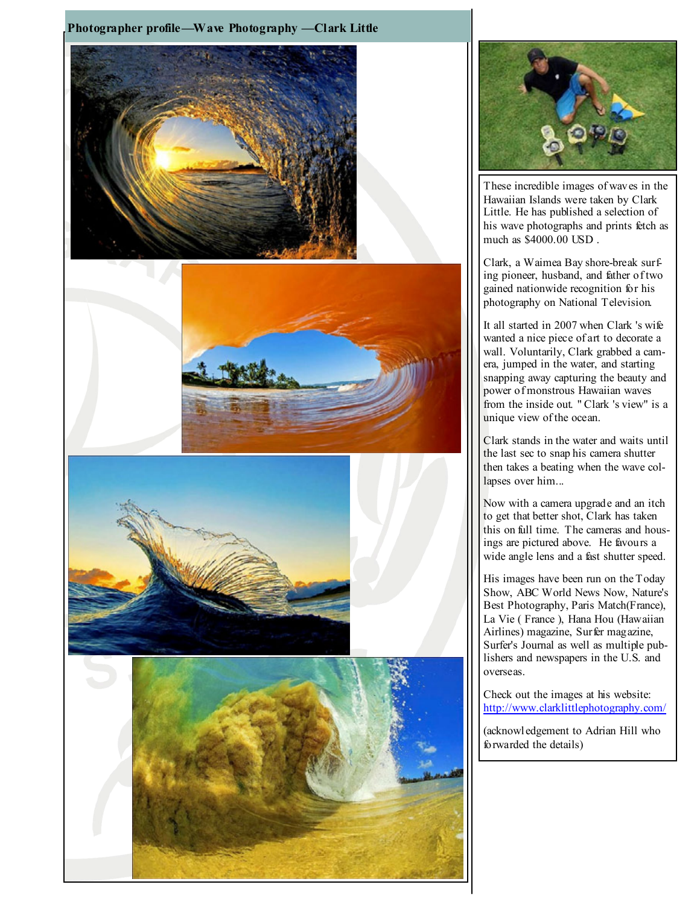## Photographer profile—Wave Photography —Clark Little

These incredible images of waves in the Hawaiian Islands were taken by Clark Little. He has published a selection of his wave photographs and prints fetch as much as $4000.00 USD .

Clark, a Waimea Bay shore-break surfing pioneer, husband, and father of two gained nationwide recognition for his photography on National Television.

It all started in 2007 when Clark 's wife wanted a nice piece of art to decorate a wall. Voluntarily, Clark grabbed a camera, jumped in the water, and starting snapping away capturing the beauty and power of monstrous Hawaiian waves from the inside out. " Clark 's view" is a unique view of the ocean.

Clark stands in the water and waits until the last sec to snap his camera shutter then takes a beating when the wave collapses over him...

Now with a camera upgrade and an itch to get that better shot, Clark has taken this on full time. The cameras and housings are pictured above. He favours a wide angle lens and a fast shutter speed.

His images have been run on the Today Show, ABC World News Now, Nature's Best Photography, Paris Match(France), La Vie ( France ), Hana Hou (Hawaiian Airlines) magazine, Surfer magazine, Surfer's Journal as well as multiple publishers and newspapers in the U.S. and overseas.

Check out the images at his website: http://www.clarklittlephotography.com/

(acknowledgement to Adrian Hill who forwarded the details)